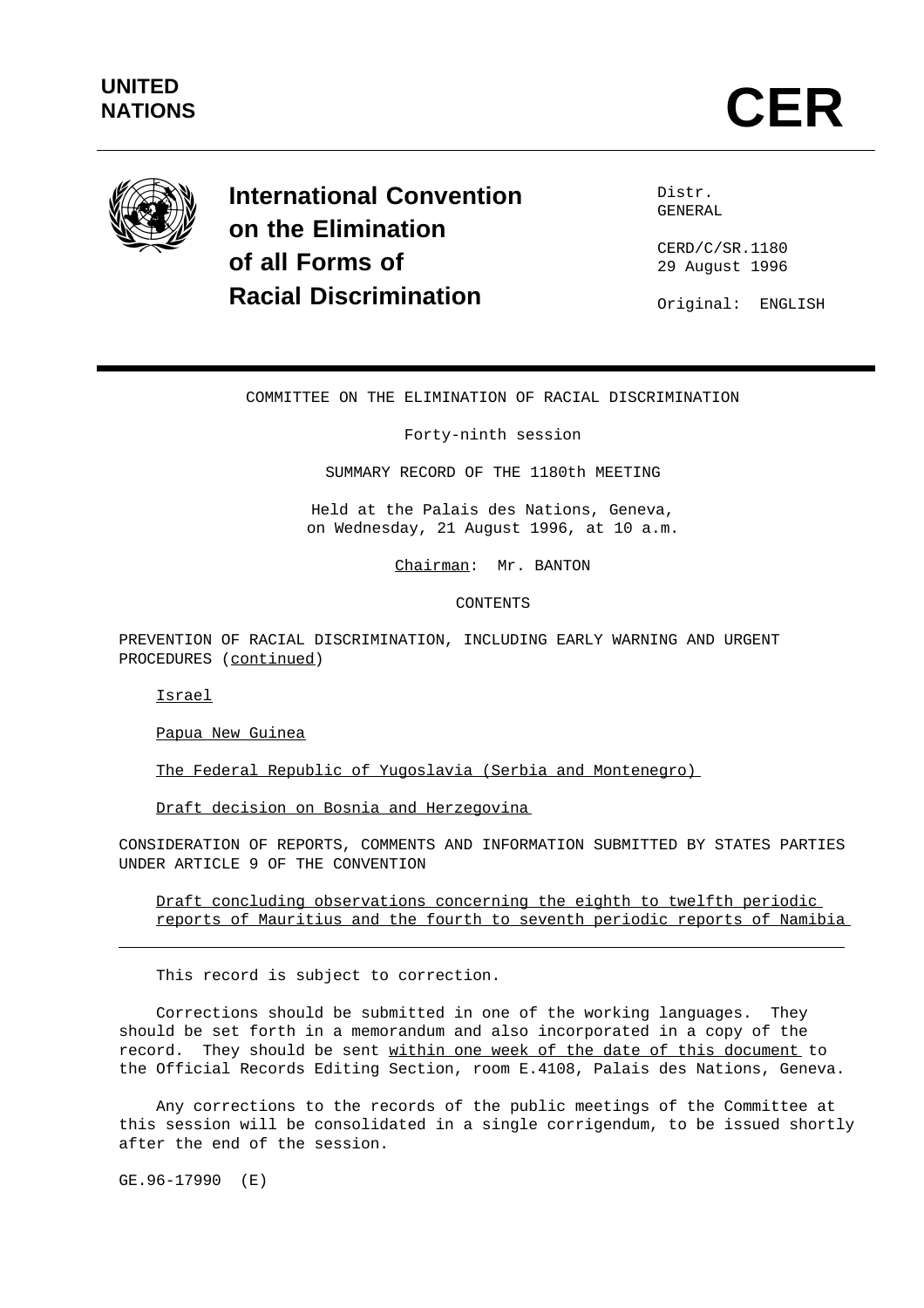UNITED NATIONS

# CERD

**International Convention on the Elimination of all Forms of Racial Discrimination**

Distr.
GENERAL

CERD/C/SR.1180
29 August 1996

Original: ENGLISH

COMMITTEE ON THE ELIMINATION OF RACIAL DISCRIMINATION

Forty-ninth session

SUMMARY RECORD OF THE 1180th MEETING

Held at the Palais des Nations, Geneva,
on Wednesday, 21 August 1996, at 10 a.m.

Chairman: Mr. BANTON

CONTENTS

PREVENTION OF RACIAL DISCRIMINATION, INCLUDING EARLY WARNING AND URGENT PROCEDURES (continued)

Israel

Papua New Guinea

The Federal Republic of Yugoslavia (Serbia and Montenegro)

Draft decision on Bosnia and Herzegovina

CONSIDERATION OF REPORTS, COMMENTS AND INFORMATION SUBMITTED BY STATES PARTIES UNDER ARTICLE 9 OF THE CONVENTION

Draft concluding observations concerning the eighth to twelfth periodic reports of Mauritius and the fourth to seventh periodic reports of Namibia

---

This record is subject to correction.

Corrections should be submitted in one of the working languages. They should be set forth in a memorandum and also incorporated in a copy of the record. They should be sent within one week of the date of this document to the Official Records Editing Section, room E.4108, Palais des Nations, Geneva.

Any corrections to the records of the public meetings of the Committee at this session will be consolidated in a single corrigendum, to be issued shortly after the end of the session.

GE.96-17990 (E)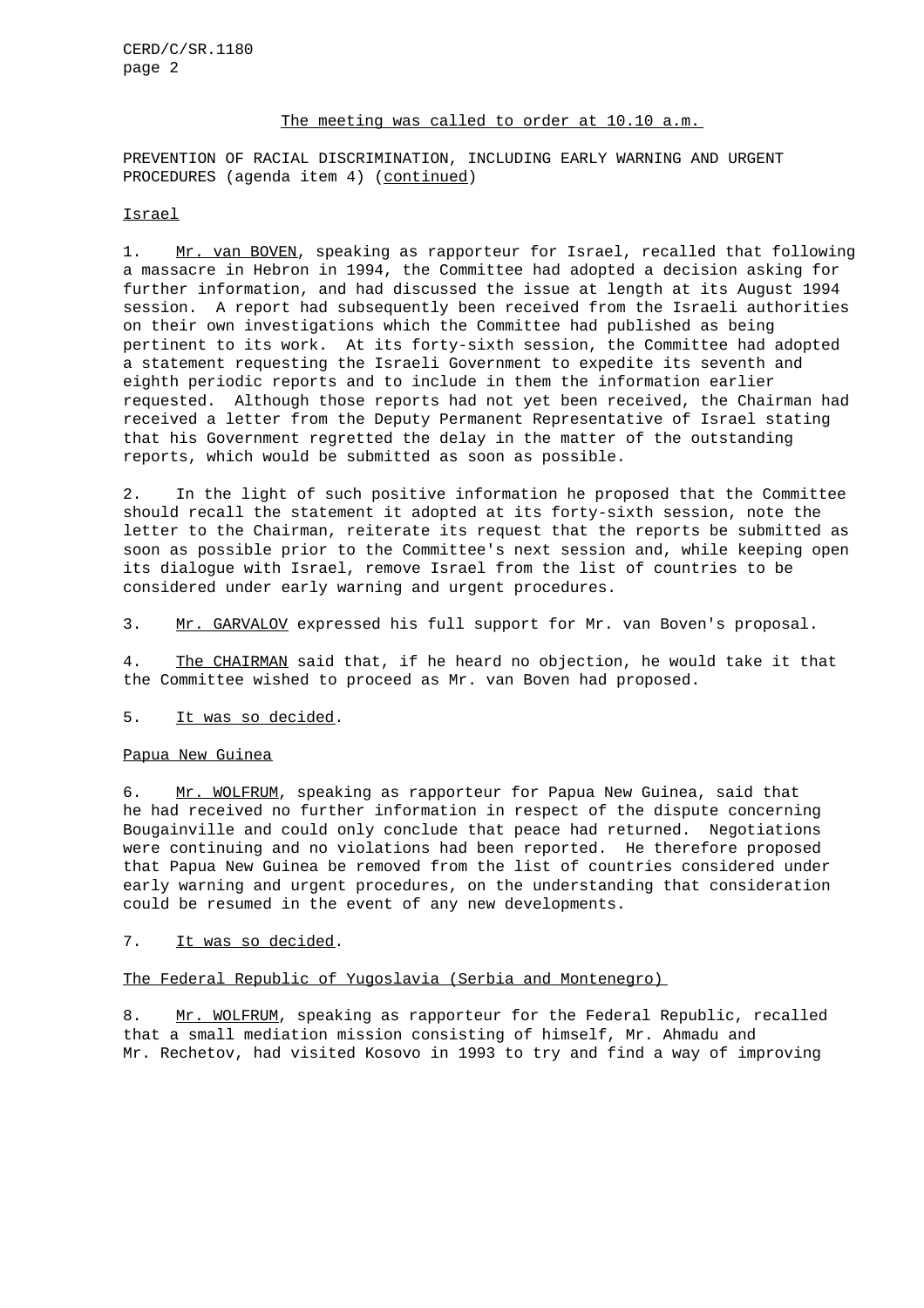The meeting was called to order at 10.10 a.m.

PREVENTION OF RACIAL DISCRIMINATION, INCLUDING EARLY WARNING AND URGENT PROCEDURES (agenda item 4) (*continued*)

Israel

1. Mr. van BOVEN, speaking as rapporteur for Israel, recalled that following a massacre in Hebron in 1994, the Committee had adopted a decision asking for further information, and had discussed the issue at length at its August 1994 session. A report had subsequently been received from the Israeli authorities on their own investigations which the Committee had published as being pertinent to its work. At its forty-sixth session, the Committee had adopted a statement requesting the Israeli Government to expedite its seventh and eighth periodic reports and to include in them the information earlier requested. Although those reports had not yet been received, the Chairman had received a letter from the Deputy Permanent Representative of Israel stating that his Government regretted the delay in the matter of the outstanding reports, which would be submitted as soon as possible.

2. In the light of such positive information he proposed that the Committee should recall the statement it adopted at its forty-sixth session, note the letter to the Chairman, reiterate its request that the reports be submitted as soon as possible prior to the Committee's next session and, while keeping open its dialogue with Israel, remove Israel from the list of countries to be considered under early warning and urgent procedures.

3. Mr. GARVALOV expressed his full support for Mr. van Boven's proposal.

4. The CHAIRMAN said that, if he heard no objection, he would take it that the Committee wished to proceed as Mr. van Boven had proposed.

5. *It was so decided*.

Papua New Guinea

6. Mr. WOLFRUM, speaking as rapporteur for Papua New Guinea, said that he had received no further information in respect of the dispute concerning Bougainville and could only conclude that peace had returned. Negotiations were continuing and no violations had been reported. He therefore proposed that Papua New Guinea be removed from the list of countries considered under early warning and urgent procedures, on the understanding that consideration could be resumed in the event of any new developments.

7. *It was so decided*.

The Federal Republic of Yugoslavia (Serbia and Montenegro)

8. Mr. WOLFRUM, speaking as rapporteur for the Federal Republic, recalled that a small mediation mission consisting of himself, Mr. Ahmadu and Mr. Rechetov, had visited Kosovo in 1993 to try and find a way of improving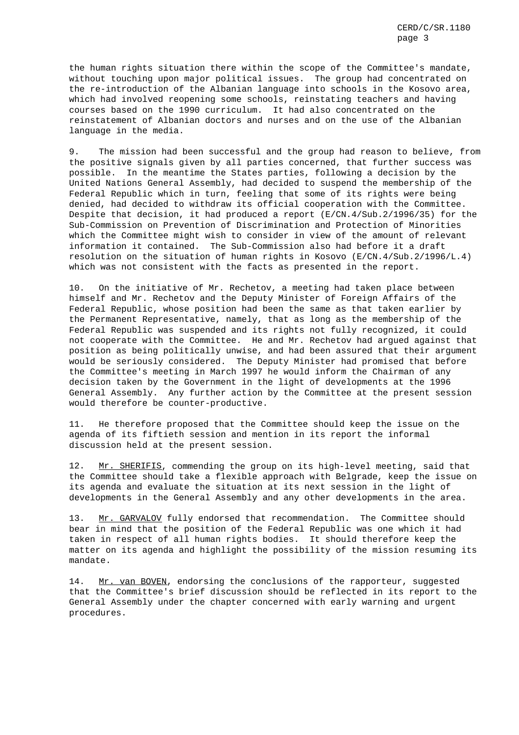the human rights situation there within the scope of the Committee's mandate, without touching upon major political issues. The group had concentrated on the re-introduction of the Albanian language into schools in the Kosovo area, which had involved reopening some schools, reinstating teachers and having courses based on the 1990 curriculum. It had also concentrated on the reinstatement of Albanian doctors and nurses and on the use of the Albanian language in the media.

9. The mission had been successful and the group had reason to believe, from the positive signals given by all parties concerned, that further success was possible. In the meantime the States parties, following a decision by the United Nations General Assembly, had decided to suspend the membership of the Federal Republic which in turn, feeling that some of its rights were being denied, had decided to withdraw its official cooperation with the Committee. Despite that decision, it had produced a report (E/CN.4/Sub.2/1996/35) for the Sub-Commission on Prevention of Discrimination and Protection of Minorities which the Committee might wish to consider in view of the amount of relevant information it contained. The Sub-Commission also had before it a draft resolution on the situation of human rights in Kosovo (E/CN.4/Sub.2/1996/L.4) which was not consistent with the facts as presented in the report.

10. On the initiative of Mr. Rechetov, a meeting had taken place between himself and Mr. Rechetov and the Deputy Minister of Foreign Affairs of the Federal Republic, whose position had been the same as that taken earlier by the Permanent Representative, namely, that as long as the membership of the Federal Republic was suspended and its rights not fully recognized, it could not cooperate with the Committee. He and Mr. Rechetov had argued against that position as being politically unwise, and had been assured that their argument would be seriously considered. The Deputy Minister had promised that before the Committee's meeting in March 1997 he would inform the Chairman of any decision taken by the Government in the light of developments at the 1996 General Assembly. Any further action by the Committee at the present session would therefore be counter-productive.

11. He therefore proposed that the Committee should keep the issue on the agenda of its fiftieth session and mention in its report the informal discussion held at the present session.

12. Mr. SHERIFIS, commending the group on its high-level meeting, said that the Committee should take a flexible approach with Belgrade, keep the issue on its agenda and evaluate the situation at its next session in the light of developments in the General Assembly and any other developments in the area.

13. Mr. GARVALOV fully endorsed that recommendation. The Committee should bear in mind that the position of the Federal Republic was one which it had taken in respect of all human rights bodies. It should therefore keep the matter on its agenda and highlight the possibility of the mission resuming its mandate.

14. Mr. van BOVEN, endorsing the conclusions of the rapporteur, suggested that the Committee's brief discussion should be reflected in its report to the General Assembly under the chapter concerned with early warning and urgent procedures.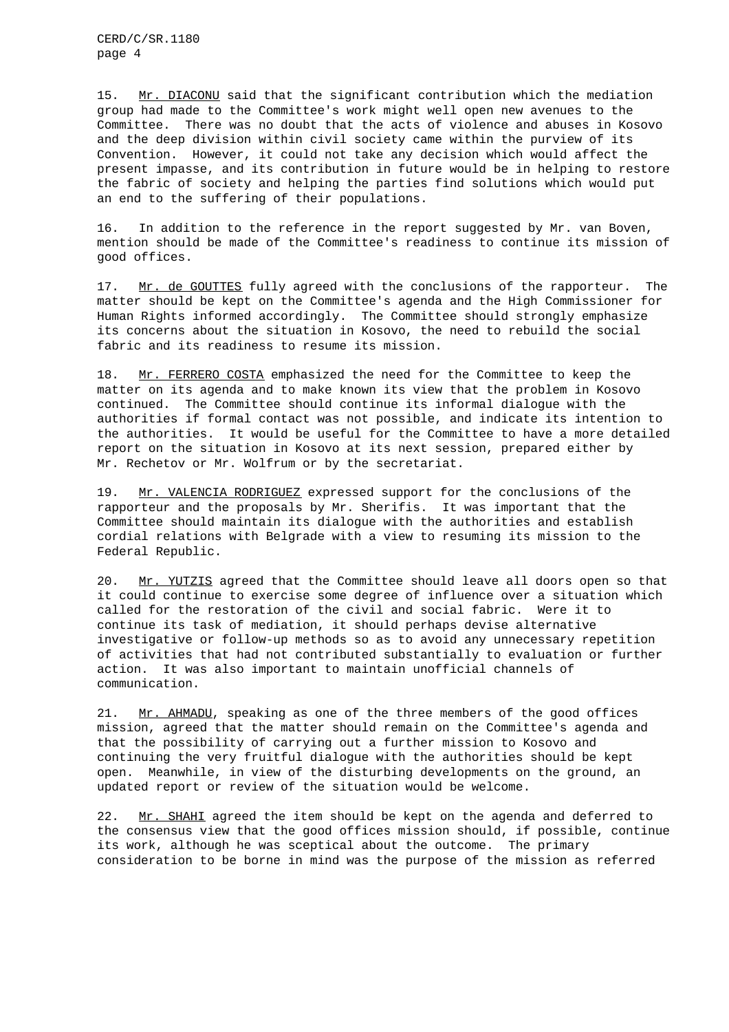15. Mr. DIACONU said that the significant contribution which the mediation group had made to the Committee's work might well open new avenues to the Committee. There was no doubt that the acts of violence and abuses in Kosovo and the deep division within civil society came within the purview of its Convention. However, it could not take any decision which would affect the present impasse, and its contribution in future would be in helping to restore the fabric of society and helping the parties find solutions which would put an end to the suffering of their populations.

16. In addition to the reference in the report suggested by Mr. van Boven, mention should be made of the Committee's readiness to continue its mission of good offices.

17. Mr. de GOUTTES fully agreed with the conclusions of the rapporteur. The matter should be kept on the Committee's agenda and the High Commissioner for Human Rights informed accordingly. The Committee should strongly emphasize its concerns about the situation in Kosovo, the need to rebuild the social fabric and its readiness to resume its mission.

18. Mr. FERRERO COSTA emphasized the need for the Committee to keep the matter on its agenda and to make known its view that the problem in Kosovo continued. The Committee should continue its informal dialogue with the authorities if formal contact was not possible, and indicate its intention to the authorities. It would be useful for the Committee to have a more detailed report on the situation in Kosovo at its next session, prepared either by Mr. Rechetov or Mr. Wolfrum or by the secretariat.

19. Mr. VALENCIA RODRIGUEZ expressed support for the conclusions of the rapporteur and the proposals by Mr. Sherifis. It was important that the Committee should maintain its dialogue with the authorities and establish cordial relations with Belgrade with a view to resuming its mission to the Federal Republic.

20. Mr. YUTZIS agreed that the Committee should leave all doors open so that it could continue to exercise some degree of influence over a situation which called for the restoration of the civil and social fabric. Were it to continue its task of mediation, it should perhaps devise alternative investigative or follow-up methods so as to avoid any unnecessary repetition of activities that had not contributed substantially to evaluation or further action. It was also important to maintain unofficial channels of communication.

21. Mr. AHMADU, speaking as one of the three members of the good offices mission, agreed that the matter should remain on the Committee's agenda and that the possibility of carrying out a further mission to Kosovo and continuing the very fruitful dialogue with the authorities should be kept open. Meanwhile, in view of the disturbing developments on the ground, an updated report or review of the situation would be welcome.

22. Mr. SHAHI agreed the item should be kept on the agenda and deferred to the consensus view that the good offices mission should, if possible, continue its work, although he was sceptical about the outcome. The primary consideration to be borne in mind was the purpose of the mission as referred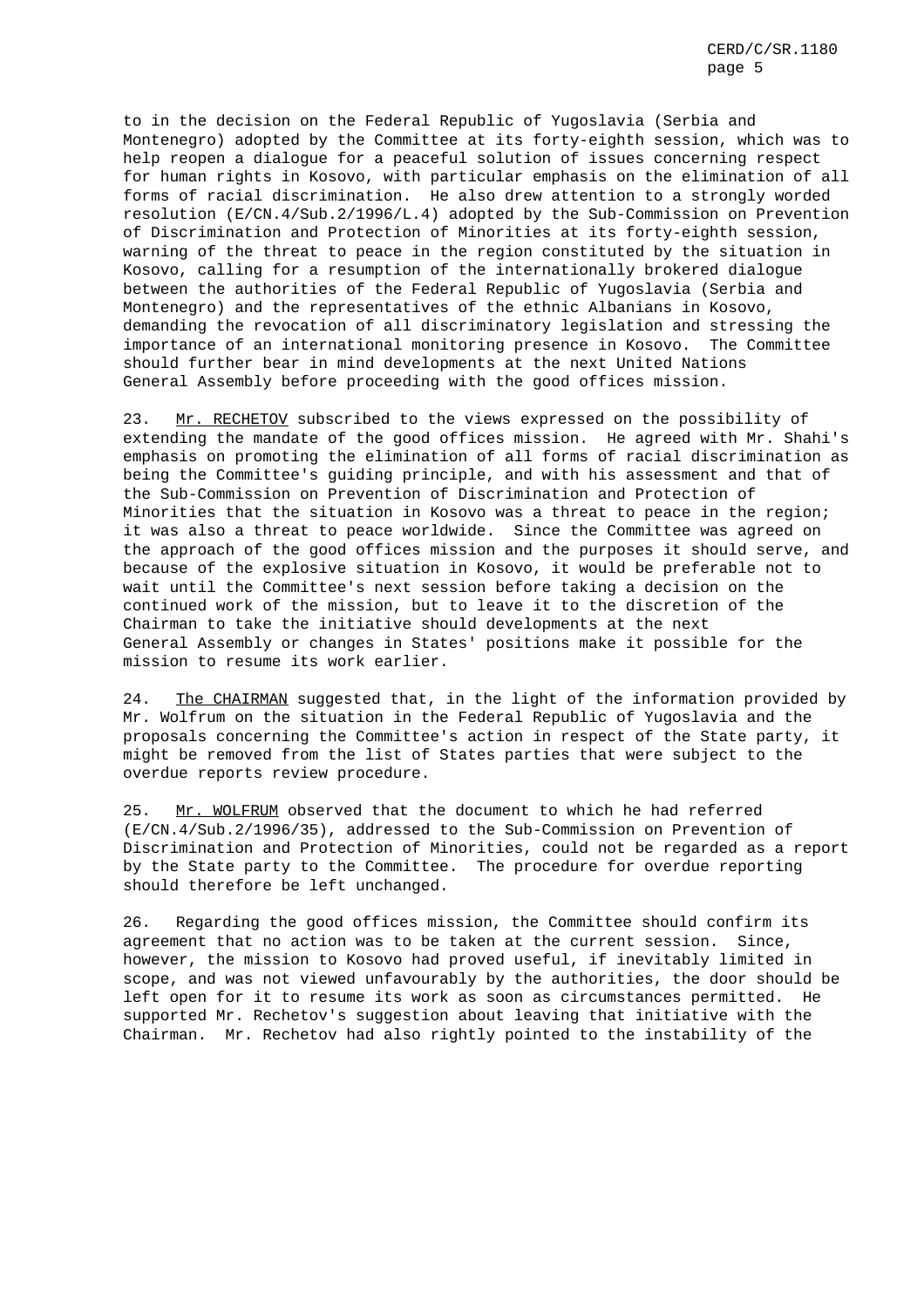to in the decision on the Federal Republic of Yugoslavia (Serbia and Montenegro) adopted by the Committee at its forty-eighth session, which was to help reopen a dialogue for a peaceful solution of issues concerning respect for human rights in Kosovo, with particular emphasis on the elimination of all forms of racial discrimination. He also drew attention to a strongly worded resolution (E/CN.4/Sub.2/1996/L.4) adopted by the Sub-Commission on Prevention of Discrimination and Protection of Minorities at its forty-eighth session, warning of the threat to peace in the region constituted by the situation in Kosovo, calling for a resumption of the internationally brokered dialogue between the authorities of the Federal Republic of Yugoslavia (Serbia and Montenegro) and the representatives of the ethnic Albanians in Kosovo, demanding the revocation of all discriminatory legislation and stressing the importance of an international monitoring presence in Kosovo. The Committee should further bear in mind developments at the next United Nations General Assembly before proceeding with the good offices mission.

23. Mr. RECHETOV subscribed to the views expressed on the possibility of extending the mandate of the good offices mission. He agreed with Mr. Shahi's emphasis on promoting the elimination of all forms of racial discrimination as being the Committee's guiding principle, and with his assessment and that of the Sub-Commission on Prevention of Discrimination and Protection of Minorities that the situation in Kosovo was a threat to peace in the region; it was also a threat to peace worldwide. Since the Committee was agreed on the approach of the good offices mission and the purposes it should serve, and because of the explosive situation in Kosovo, it would be preferable not to wait until the Committee's next session before taking a decision on the continued work of the mission, but to leave it to the discretion of the Chairman to take the initiative should developments at the next General Assembly or changes in States' positions make it possible for the mission to resume its work earlier.

24. The CHAIRMAN suggested that, in the light of the information provided by Mr. Wolfrum on the situation in the Federal Republic of Yugoslavia and the proposals concerning the Committee's action in respect of the State party, it might be removed from the list of States parties that were subject to the overdue reports review procedure.

25. Mr. WOLFRUM observed that the document to which he had referred (E/CN.4/Sub.2/1996/35), addressed to the Sub-Commission on Prevention of Discrimination and Protection of Minorities, could not be regarded as a report by the State party to the Committee. The procedure for overdue reporting should therefore be left unchanged.

26. Regarding the good offices mission, the Committee should confirm its agreement that no action was to be taken at the current session. Since, however, the mission to Kosovo had proved useful, if inevitably limited in scope, and was not viewed unfavourably by the authorities, the door should be left open for it to resume its work as soon as circumstances permitted. He supported Mr. Rechetov's suggestion about leaving that initiative with the Chairman. Mr. Rechetov had also rightly pointed to the instability of the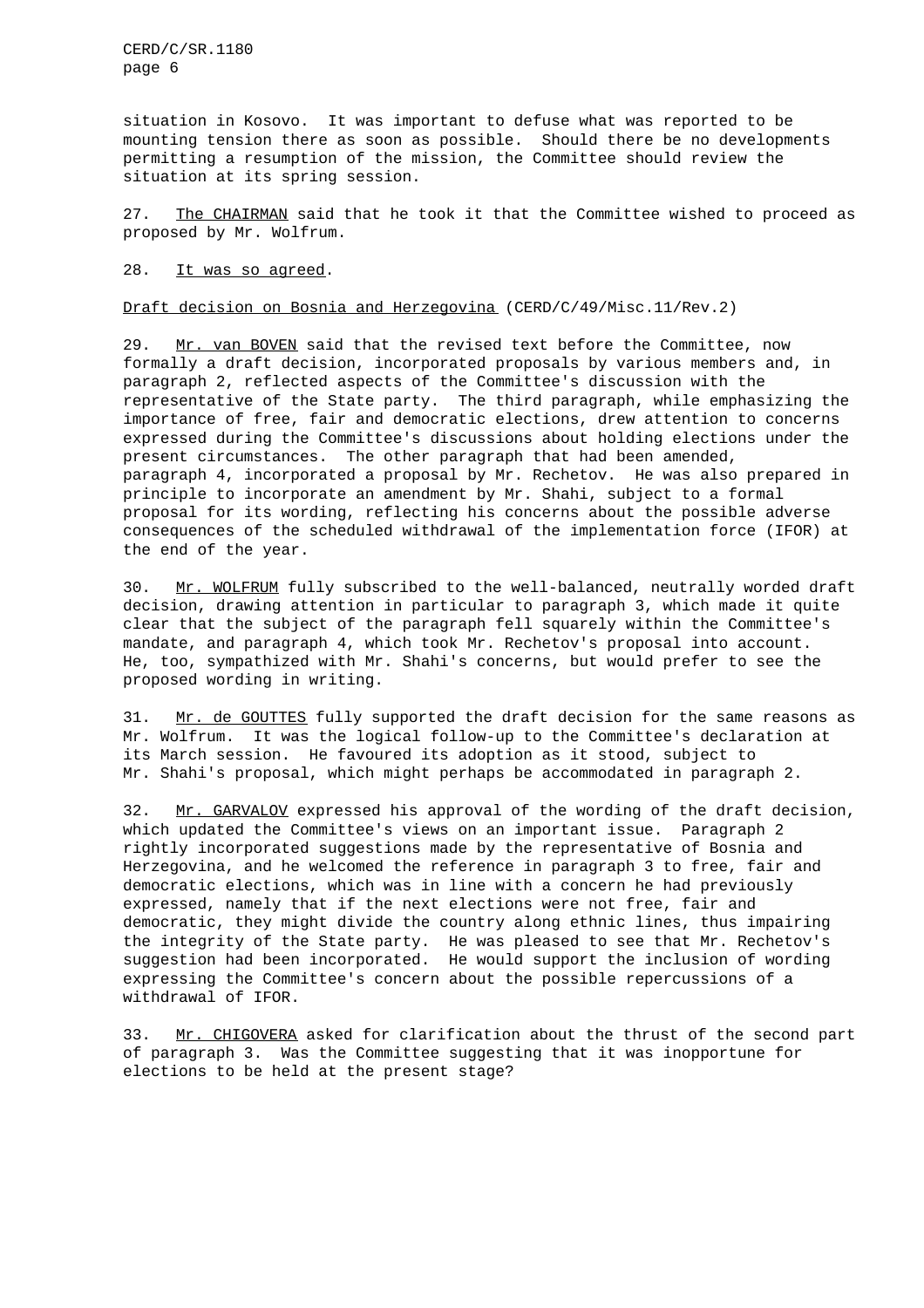situation in Kosovo. It was important to defuse what was reported to be mounting tension there as soon as possible. Should there be no developments permitting a resumption of the mission, the Committee should review the situation at its spring session.

27. The CHAIRMAN said that he took it that the Committee wished to proceed as proposed by Mr. Wolfrum.

28. It was so agreed.

Draft decision on Bosnia and Herzegovina (CERD/C/49/Misc.11/Rev.2)

29. Mr. van BOVEN said that the revised text before the Committee, now formally a draft decision, incorporated proposals by various members and, in paragraph 2, reflected aspects of the Committee's discussion with the representative of the State party. The third paragraph, while emphasizing the importance of free, fair and democratic elections, drew attention to concerns expressed during the Committee's discussions about holding elections under the present circumstances. The other paragraph that had been amended, paragraph 4, incorporated a proposal by Mr. Rechetov. He was also prepared in principle to incorporate an amendment by Mr. Shahi, subject to a formal proposal for its wording, reflecting his concerns about the possible adverse consequences of the scheduled withdrawal of the implementation force (IFOR) at the end of the year.

30. Mr. WOLFRUM fully subscribed to the well-balanced, neutrally worded draft decision, drawing attention in particular to paragraph 3, which made it quite clear that the subject of the paragraph fell squarely within the Committee's mandate, and paragraph 4, which took Mr. Rechetov's proposal into account. He, too, sympathized with Mr. Shahi's concerns, but would prefer to see the proposed wording in writing.

31. Mr. de GOUTTES fully supported the draft decision for the same reasons as Mr. Wolfrum. It was the logical follow-up to the Committee's declaration at its March session. He favoured its adoption as it stood, subject to Mr. Shahi's proposal, which might perhaps be accommodated in paragraph 2.

32. Mr. GARVALOV expressed his approval of the wording of the draft decision, which updated the Committee's views on an important issue. Paragraph 2 rightly incorporated suggestions made by the representative of Bosnia and Herzegovina, and he welcomed the reference in paragraph 3 to free, fair and democratic elections, which was in line with a concern he had previously expressed, namely that if the next elections were not free, fair and democratic, they might divide the country along ethnic lines, thus impairing the integrity of the State party. He was pleased to see that Mr. Rechetov's suggestion had been incorporated. He would support the inclusion of wording expressing the Committee's concern about the possible repercussions of a withdrawal of IFOR.

33. Mr. CHIGOVERA asked for clarification about the thrust of the second part of paragraph 3. Was the Committee suggesting that it was inopportune for elections to be held at the present stage?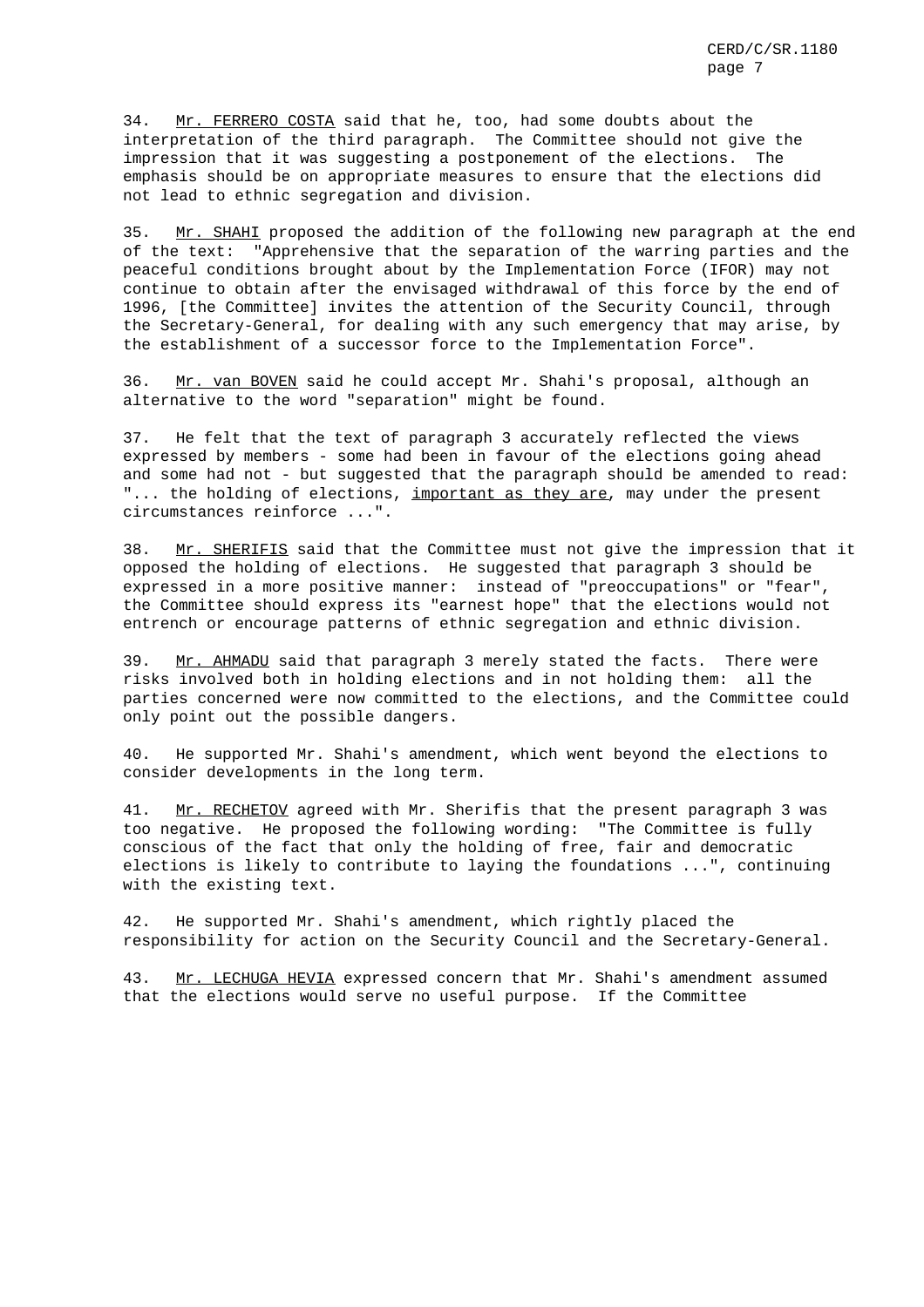34. Mr. FERRERO COSTA said that he, too, had some doubts about the interpretation of the third paragraph. The Committee should not give the impression that it was suggesting a postponement of the elections. The emphasis should be on appropriate measures to ensure that the elections did not lead to ethnic segregation and division.

35. Mr. SHAHI proposed the addition of the following new paragraph at the end of the text: "Apprehensive that the separation of the warring parties and the peaceful conditions brought about by the Implementation Force (IFOR) may not continue to obtain after the envisaged withdrawal of this force by the end of 1996, [the Committee] invites the attention of the Security Council, through the Secretary-General, for dealing with any such emergency that may arise, by the establishment of a successor force to the Implementation Force".

36. Mr. van BOVEN said he could accept Mr. Shahi's proposal, although an alternative to the word "separation" might be found.

37. He felt that the text of paragraph 3 accurately reflected the views expressed by members - some had been in favour of the elections going ahead and some had not - but suggested that the paragraph should be amended to read: "... the holding of elections, <u>important as they are</u>, may under the present circumstances reinforce ...".

38. Mr. SHERIFIS said that the Committee must not give the impression that it opposed the holding of elections. He suggested that paragraph 3 should be expressed in a more positive manner: instead of "preoccupations" or "fear", the Committee should express its "earnest hope" that the elections would not entrench or encourage patterns of ethnic segregation and ethnic division.

39. Mr. AHMADU said that paragraph 3 merely stated the facts. There were risks involved both in holding elections and in not holding them: all the parties concerned were now committed to the elections, and the Committee could only point out the possible dangers.

40. He supported Mr. Shahi's amendment, which went beyond the elections to consider developments in the long term.

41. Mr. RECHETOV agreed with Mr. Sherifis that the present paragraph 3 was too negative. He proposed the following wording: "The Committee is fully conscious of the fact that only the holding of free, fair and democratic elections is likely to contribute to laying the foundations ...", continuing with the existing text.

42. He supported Mr. Shahi's amendment, which rightly placed the responsibility for action on the Security Council and the Secretary-General.

43. Mr. LECHUGA HEVIA expressed concern that Mr. Shahi's amendment assumed that the elections would serve no useful purpose. If the Committee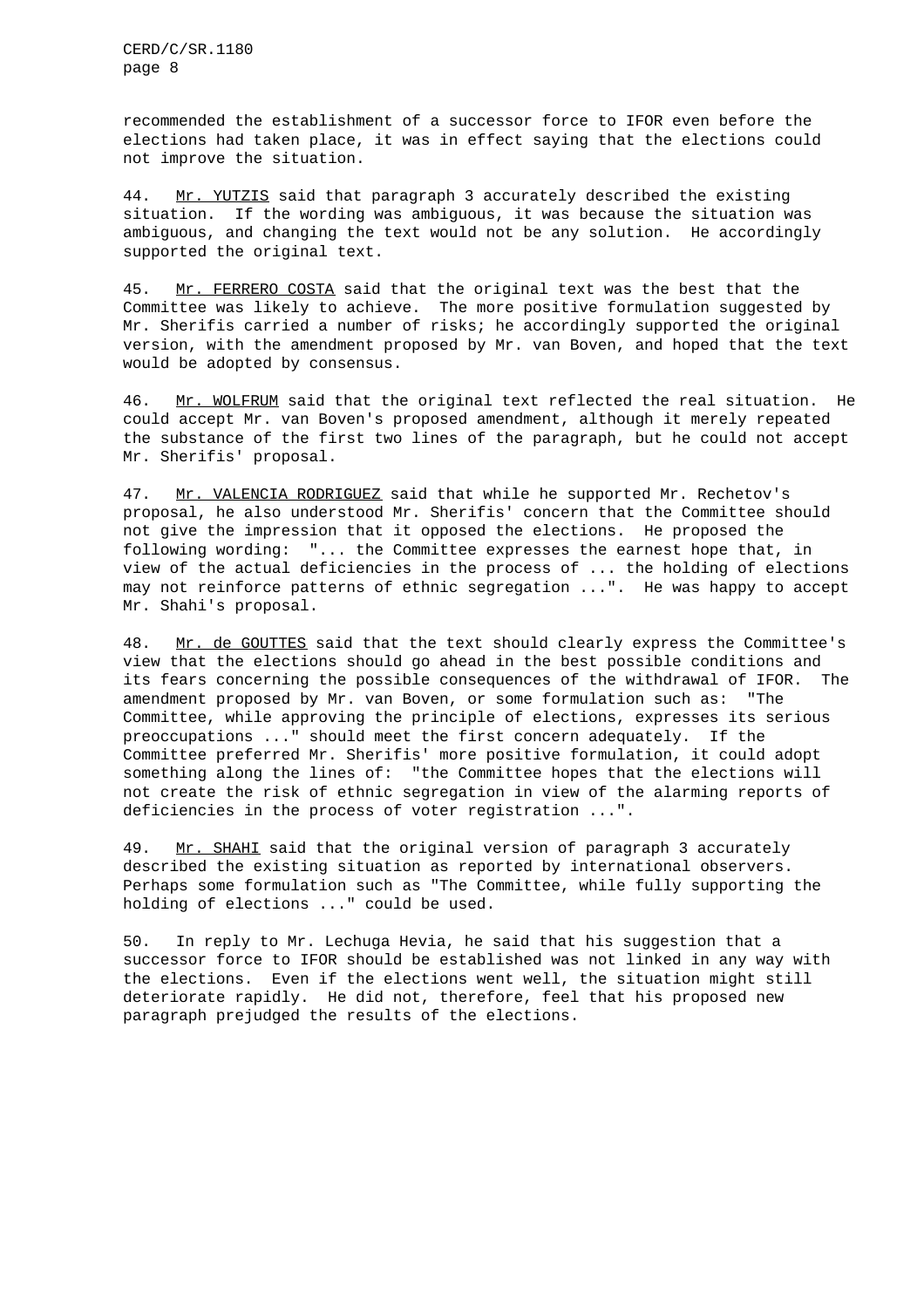recommended the establishment of a successor force to IFOR even before the elections had taken place, it was in effect saying that the elections could not improve the situation.

44. Mr. YUTZIS said that paragraph 3 accurately described the existing situation. If the wording was ambiguous, it was because the situation was ambiguous, and changing the text would not be any solution. He accordingly supported the original text.

45. Mr. FERRERO COSTA said that the original text was the best that the Committee was likely to achieve. The more positive formulation suggested by Mr. Sherifis carried a number of risks; he accordingly supported the original version, with the amendment proposed by Mr. van Boven, and hoped that the text would be adopted by consensus.

46. Mr. WOLFRUM said that the original text reflected the real situation. He could accept Mr. van Boven's proposed amendment, although it merely repeated the substance of the first two lines of the paragraph, but he could not accept Mr. Sherifis' proposal.

47. Mr. VALENCIA RODRIGUEZ said that while he supported Mr. Rechetov's proposal, he also understood Mr. Sherifis' concern that the Committee should not give the impression that it opposed the elections. He proposed the following wording: "... the Committee expresses the earnest hope that, in view of the actual deficiencies in the process of ... the holding of elections may not reinforce patterns of ethnic segregation ...". He was happy to accept Mr. Shahi's proposal.

48. Mr. de GOUTTES said that the text should clearly express the Committee's view that the elections should go ahead in the best possible conditions and its fears concerning the possible consequences of the withdrawal of IFOR. The amendment proposed by Mr. van Boven, or some formulation such as: "The Committee, while approving the principle of elections, expresses its serious preoccupations ..." should meet the first concern adequately. If the Committee preferred Mr. Sherifis' more positive formulation, it could adopt something along the lines of: "the Committee hopes that the elections will not create the risk of ethnic segregation in view of the alarming reports of deficiencies in the process of voter registration ...".

49. Mr. SHAHI said that the original version of paragraph 3 accurately described the existing situation as reported by international observers. Perhaps some formulation such as "The Committee, while fully supporting the holding of elections ..." could be used.

50. In reply to Mr. Lechuga Hevia, he said that his suggestion that a successor force to IFOR should be established was not linked in any way with the elections. Even if the elections went well, the situation might still deteriorate rapidly. He did not, therefore, feel that his proposed new paragraph prejudged the results of the elections.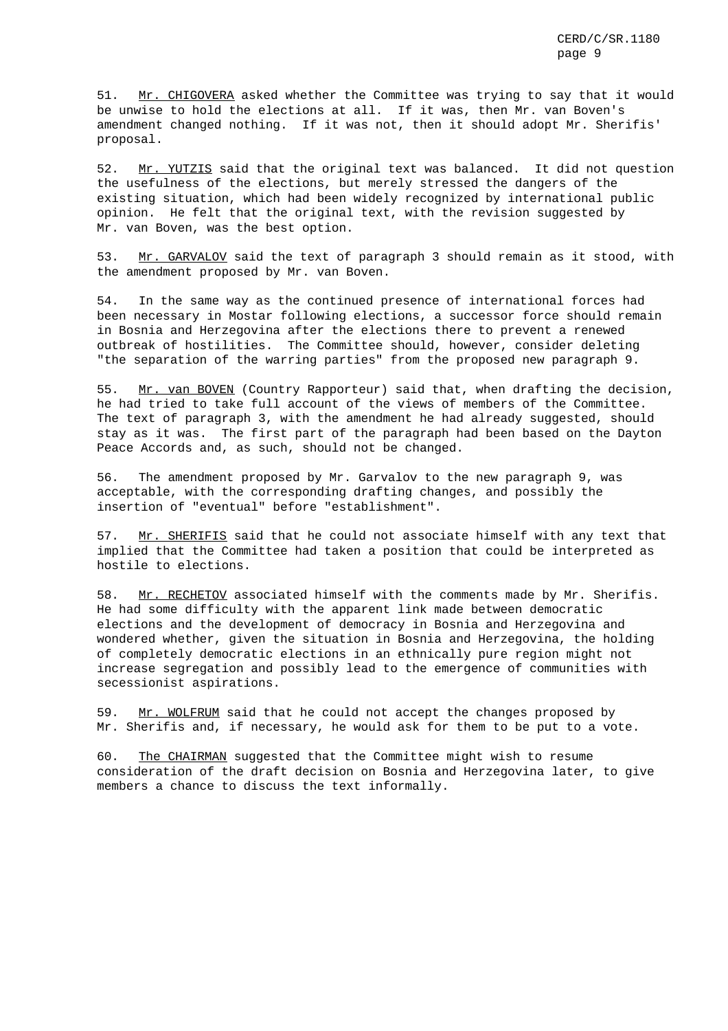51. Mr. CHIGOVERA asked whether the Committee was trying to say that it would be unwise to hold the elections at all. If it was, then Mr. van Boven's amendment changed nothing. If it was not, then it should adopt Mr. Sherifis' proposal.

52. Mr. YUTZIS said that the original text was balanced. It did not question the usefulness of the elections, but merely stressed the dangers of the existing situation, which had been widely recognized by international public opinion. He felt that the original text, with the revision suggested by Mr. van Boven, was the best option.

53. Mr. GARVALOV said the text of paragraph 3 should remain as it stood, with the amendment proposed by Mr. van Boven.

54. In the same way as the continued presence of international forces had been necessary in Mostar following elections, a successor force should remain in Bosnia and Herzegovina after the elections there to prevent a renewed outbreak of hostilities. The Committee should, however, consider deleting "the separation of the warring parties" from the proposed new paragraph 9.

55. Mr. van BOVEN (Country Rapporteur) said that, when drafting the decision, he had tried to take full account of the views of members of the Committee. The text of paragraph 3, with the amendment he had already suggested, should stay as it was. The first part of the paragraph had been based on the Dayton Peace Accords and, as such, should not be changed.

56. The amendment proposed by Mr. Garvalov to the new paragraph 9, was acceptable, with the corresponding drafting changes, and possibly the insertion of "eventual" before "establishment".

57. Mr. SHERIFIS said that he could not associate himself with any text that implied that the Committee had taken a position that could be interpreted as hostile to elections.

58. Mr. RECHETOV associated himself with the comments made by Mr. Sherifis. He had some difficulty with the apparent link made between democratic elections and the development of democracy in Bosnia and Herzegovina and wondered whether, given the situation in Bosnia and Herzegovina, the holding of completely democratic elections in an ethnically pure region might not increase segregation and possibly lead to the emergence of communities with secessionist aspirations.

59. Mr. WOLFRUM said that he could not accept the changes proposed by Mr. Sherifis and, if necessary, he would ask for them to be put to a vote.

60. The CHAIRMAN suggested that the Committee might wish to resume consideration of the draft decision on Bosnia and Herzegovina later, to give members a chance to discuss the text informally.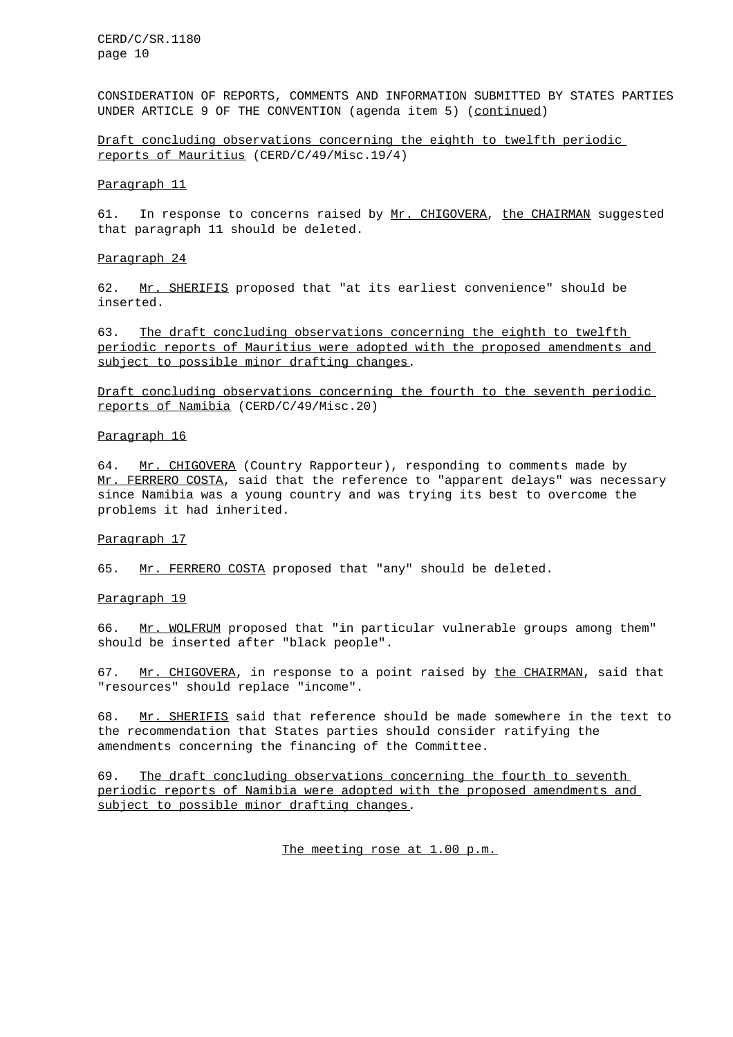CONSIDERATION OF REPORTS, COMMENTS AND INFORMATION SUBMITTED BY STATES PARTIES UNDER ARTICLE 9 OF THE CONVENTION (agenda item 5) (*continued*)

*Draft concluding observations concerning the eighth to twelfth periodic reports of Mauritius* (CERD/C/49/Misc.19/4)

*Paragraph 11*

61. In response to concerns raised by *Mr. CHIGOVERA*, *the CHAIRMAN* suggested that paragraph 11 should be deleted.

*Paragraph 24*

62. *Mr. SHERIFIS* proposed that "at its earliest convenience" should be inserted.

63. *The draft concluding observations concerning the eighth to twelfth periodic reports of Mauritius were adopted with the proposed amendments and subject to possible minor drafting changes*.

*Draft concluding observations concerning the fourth to the seventh periodic reports of Namibia* (CERD/C/49/Misc.20)

*Paragraph 16*

64. *Mr. CHIGOVERA* (Country Rapporteur), responding to comments made by *Mr. FERRERO COSTA*, said that the reference to "apparent delays" was necessary since Namibia was a young country and was trying its best to overcome the problems it had inherited.

*Paragraph 17*

65. *Mr. FERRERO COSTA* proposed that "any" should be deleted.

*Paragraph 19*

66. *Mr. WOLFRUM* proposed that "in particular vulnerable groups among them" should be inserted after "black people".

67. *Mr. CHIGOVERA*, in response to a point raised by *the CHAIRMAN*, said that "resources" should replace "income".

68. *Mr. SHERIFIS* said that reference should be made somewhere in the text to the recommendation that States parties should consider ratifying the amendments concerning the financing of the Committee.

69. *The draft concluding observations concerning the fourth to seventh periodic reports of Namibia were adopted with the proposed amendments and subject to possible minor drafting changes*.

*The meeting rose at 1.00 p.m.*